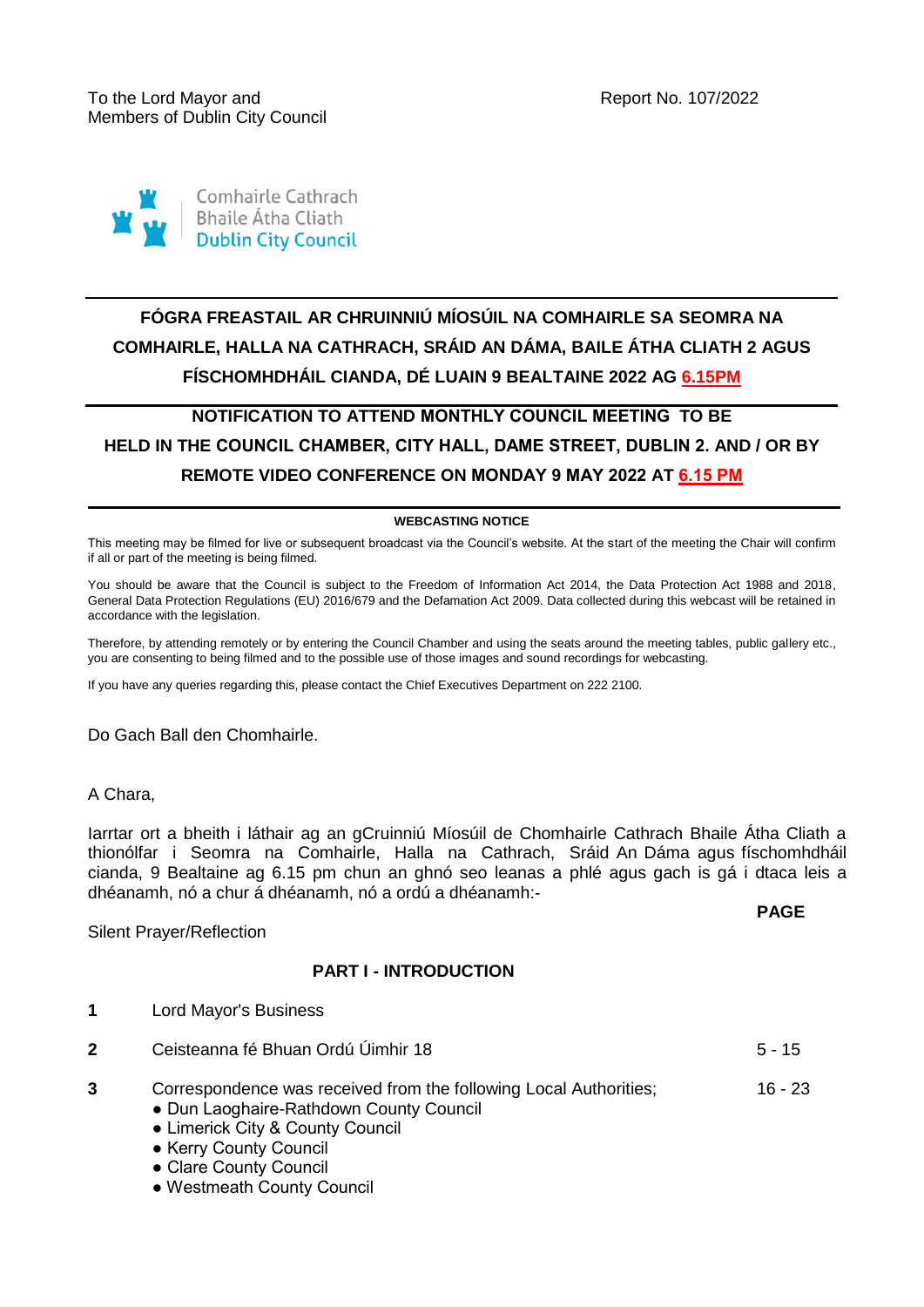To the Lord Mayor and
Members of Dublin City Council

Report No. 107/2022

Comhairle Cathrach
Bhaile Átha Cliath
Dublin City Council

## FÓGRA FREASTAIL AR CHRUINNIÚ MÍOSÚIL NA COMHAIRLE SA SEOMRA NA COMHAIRLE, HALLA NA CATHRACH, SRÁID AN DÁMA, BAILE ÁTHA CLIATH 2 AGUS FÍSCHOMHDHÁIL CIANDA, DÉ LUAIN 9 BEALTAINE 2022 AG 6.15PM

## NOTIFICATION TO ATTEND MONTHLY COUNCIL MEETING TO BE HELD IN THE COUNCIL CHAMBER, CITY HALL, DAME STREET, DUBLIN 2. AND / OR BY REMOTE VIDEO CONFERENCE ON MONDAY 9 MAY 2022 AT 6.15 PM

**WEBCASTING NOTICE**

This meeting may be filmed for live or subsequent broadcast via the Council's website. At the start of the meeting the Chair will confirm if all or part of the meeting is being filmed.

You should be aware that the Council is subject to the Freedom of Information Act 2014, the Data Protection Act 1988 and 2018, General Data Protection Regulations (EU) 2016/679 and the Defamation Act 2009. Data collected during this webcast will be retained in accordance with the legislation.

Therefore, by attending remotely or by entering the Council Chamber and using the seats around the meeting tables, public gallery etc., you are consenting to being filmed and to the possible use of those images and sound recordings for webcasting.

If you have any queries regarding this, please contact the Chief Executives Department on 222 2100.

Do Gach Ball den Chomhairle.

A Chara,

Iarrtar ort a bheith i láthair ag an gCruinniú Míosúil de Chomhairle Cathrach Bhaile Átha Cliath a thionólfar i Seomra na Comhairle, Halla na Cathrach, Sráid An Dáma agus físchomhdháil cianda, 9 Bealtaine ag 6.15 pm chun an ghnó seo leanas a phlé agus gach is gá i dtaca leis a dhéanamh, nó a chur á dhéanamh, nó a ordú a dhéanamh:-

**PAGE**

Silent Prayer/Reflection

### PART I - INTRODUCTION

| | | |
|---|---|---|
| **1** | Lord Mayor's Business | |
| **2** | Ceisteanna fé Bhuan Ordú Úimhir 18 | 5 - 15 |
| **3** | Correspondence was received from the following Local Authorities;<br>● Dun Laoghaire-Rathdown County Council<br>● Limerick City & County Council<br>● Kerry County Council<br>● Clare County Council<br>● Westmeath County Council | 16 - 23 |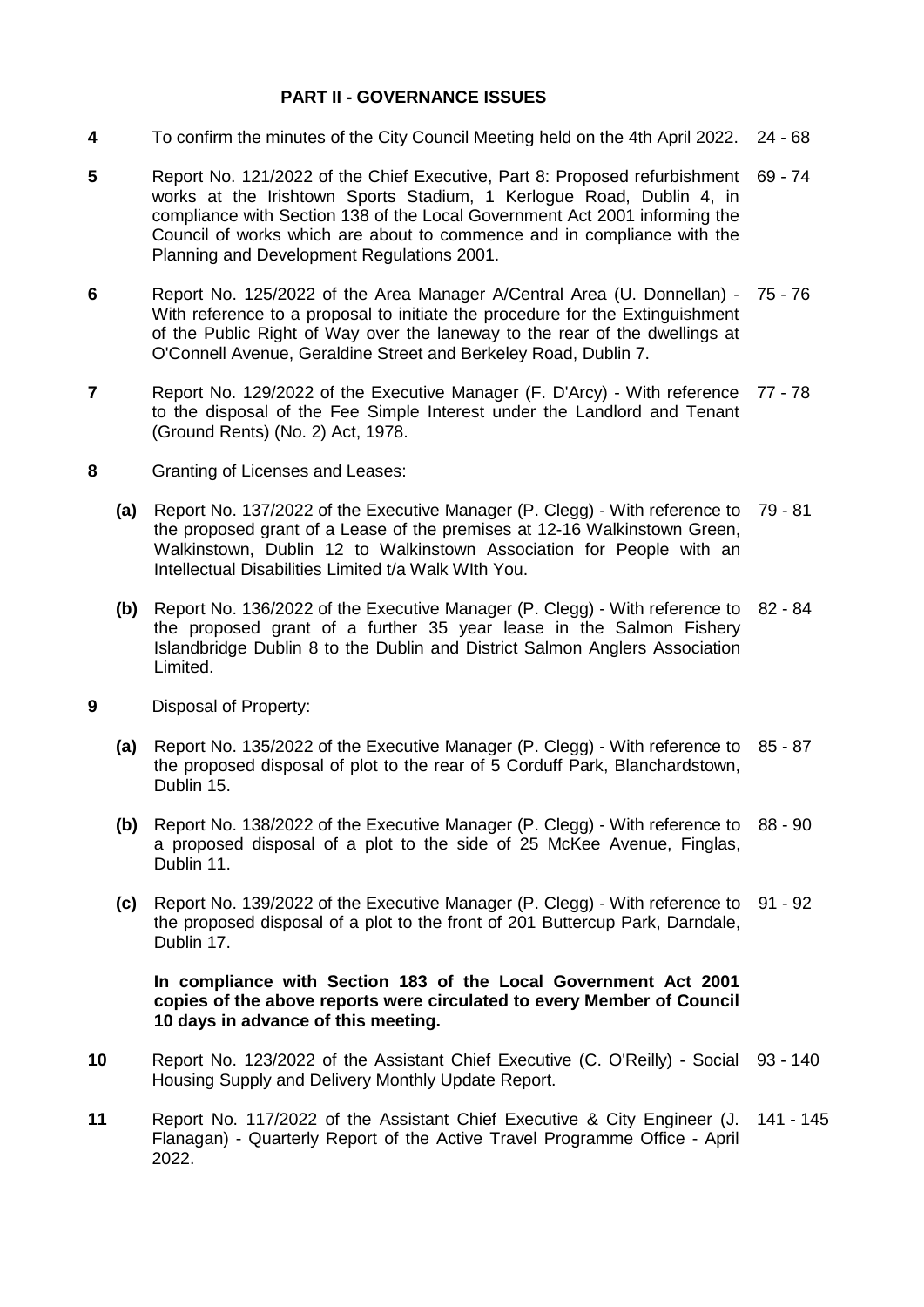**PART II - GOVERNANCE ISSUES**

**4** To confirm the minutes of the City Council Meeting held on the 4th April 2022. 24 - 68

**5** Report No. 121/2022 of the Chief Executive, Part 8: Proposed refurbishment works at the Irishtown Sports Stadium, 1 Kerlogue Road, Dublin 4, in compliance with Section 138 of the Local Government Act 2001 informing the Council of works which are about to commence and in compliance with the Planning and Development Regulations 2001. 69 - 74

**6** Report No. 125/2022 of the Area Manager A/Central Area (U. Donnellan) - With reference to a proposal to initiate the procedure for the Extinguishment of the Public Right of Way over the laneway to the rear of the dwellings at O'Connell Avenue, Geraldine Street and Berkeley Road, Dublin 7. 75 - 76

**7** Report No. 129/2022 of the Executive Manager (F. D'Arcy) - With reference to the disposal of the Fee Simple Interest under the Landlord and Tenant (Ground Rents) (No. 2) Act, 1978. 77 - 78

**8** Granting of Licenses and Leases:

- **(a)** Report No. 137/2022 of the Executive Manager (P. Clegg) - With reference to the proposed grant of a Lease of the premises at 12-16 Walkinstown Green, Walkinstown, Dublin 12 to Walkinstown Association for People with an Intellectual Disabilities Limited t/a Walk WIth You. 79 - 81

- **(b)** Report No. 136/2022 of the Executive Manager (P. Clegg) - With reference to the proposed grant of a further 35 year lease in the Salmon Fishery Islandbridge Dublin 8 to the Dublin and District Salmon Anglers Association Limited. 82 - 84

**9** Disposal of Property:

- **(a)** Report No. 135/2022 of the Executive Manager (P. Clegg) - With reference to the proposed disposal of plot to the rear of 5 Corduff Park, Blanchardstown, Dublin 15. 85 - 87

- **(b)** Report No. 138/2022 of the Executive Manager (P. Clegg) - With reference to a proposed disposal of a plot to the side of 25 McKee Avenue, Finglas, Dublin 11. 88 - 90

- **(c)** Report No. 139/2022 of the Executive Manager (P. Clegg) - With reference to the proposed disposal of a plot to the front of 201 Buttercup Park, Darndale, Dublin 17. 91 - 92

**In compliance with Section 183 of the Local Government Act 2001 copies of the above reports were circulated to every Member of Council 10 days in advance of this meeting.**

**10** Report No. 123/2022 of the Assistant Chief Executive (C. O'Reilly) - Social Housing Supply and Delivery Monthly Update Report. 93 - 140

**11** Report No. 117/2022 of the Assistant Chief Executive & City Engineer (J. Flanagan) - Quarterly Report of the Active Travel Programme Office - April 2022. 141 - 145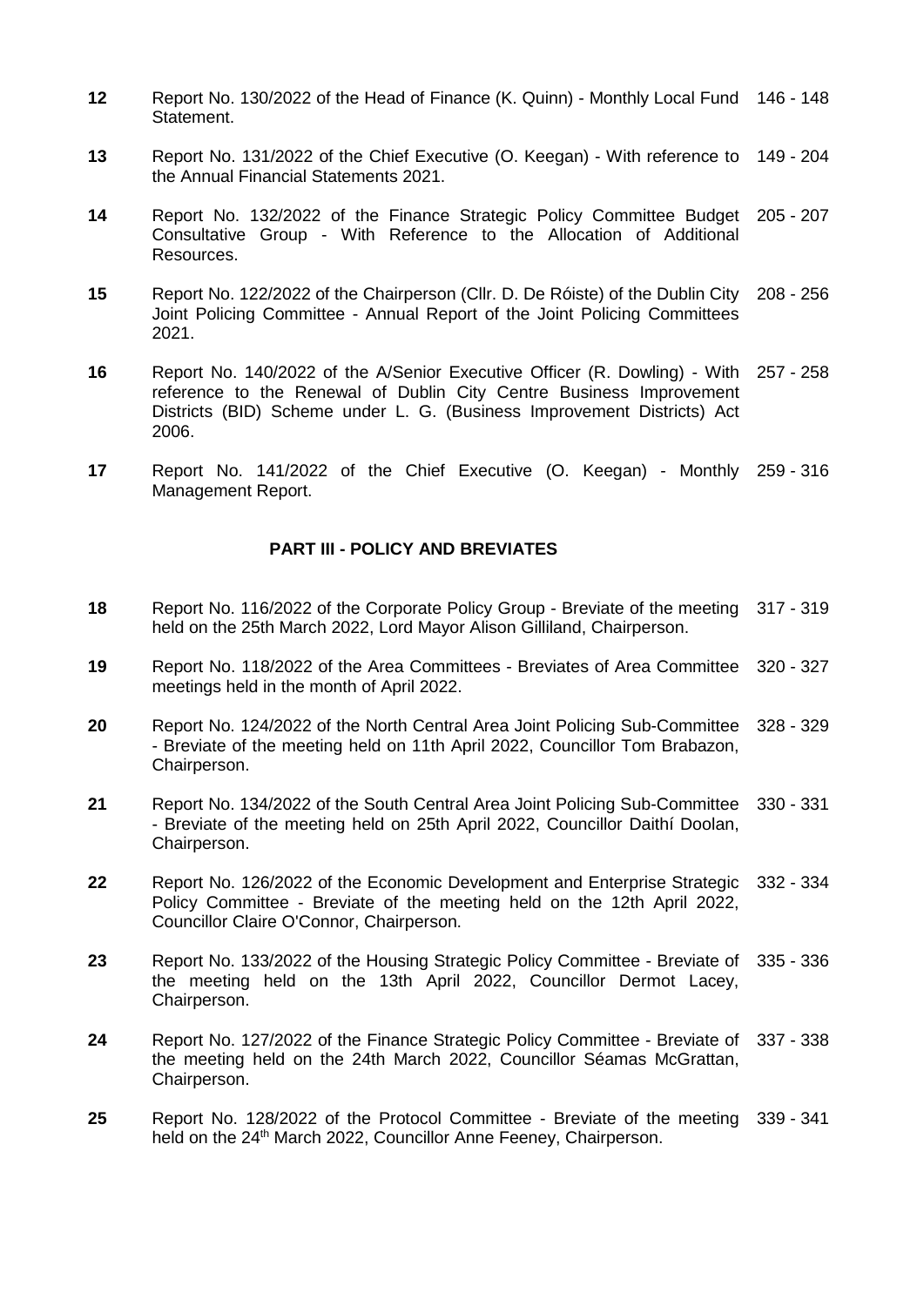| | | |
|---|---|---|
| **12** | Report No. 130/2022 of the Head of Finance (K. Quinn) - Monthly Local Fund Statement. | 146 - 148 |
| **13** | Report No. 131/2022 of the Chief Executive (O. Keegan) - With reference to the Annual Financial Statements 2021. | 149 - 204 |
| **14** | Report No. 132/2022 of the Finance Strategic Policy Committee Budget Consultative Group - With Reference to the Allocation of Additional Resources. | 205 - 207 |
| **15** | Report No. 122/2022 of the Chairperson (Cllr. D. De Róiste) of the Dublin City Joint Policing Committee - Annual Report of the Joint Policing Committees 2021. | 208 - 256 |
| **16** | Report No. 140/2022 of the A/Senior Executive Officer (R. Dowling) - With reference to the Renewal of Dublin City Centre Business Improvement Districts (BID) Scheme under L. G. (Business Improvement Districts) Act 2006. | 257 - 258 |
| **17** | Report No. 141/2022 of the Chief Executive (O. Keegan) - Monthly Management Report. | 259 - 316 |

**PART III - POLICY AND BREVIATES**

| | | |
|---|---|---|
| **18** | Report No. 116/2022 of the Corporate Policy Group - Breviate of the meeting held on the 25th March 2022, Lord Mayor Alison Gilliland, Chairperson. | 317 - 319 |
| **19** | Report No. 118/2022 of the Area Committees - Breviates of Area Committee meetings held in the month of April 2022. | 320 - 327 |
| **20** | Report No. 124/2022 of the North Central Area Joint Policing Sub-Committee - Breviate of the meeting held on 11th April 2022, Councillor Tom Brabazon, Chairperson. | 328 - 329 |
| **21** | Report No. 134/2022 of the South Central Area Joint Policing Sub-Committee - Breviate of the meeting held on 25th April 2022, Councillor Daithí Doolan, Chairperson. | 330 - 331 |
| **22** | Report No. 126/2022 of the Economic Development and Enterprise Strategic Policy Committee - Breviate of the meeting held on the 12th April 2022, Councillor Claire O'Connor, Chairperson. | 332 - 334 |
| **23** | Report No. 133/2022 of the Housing Strategic Policy Committee - Breviate of the meeting held on the 13th April 2022, Councillor Dermot Lacey, Chairperson. | 335 - 336 |
| **24** | Report No. 127/2022 of the Finance Strategic Policy Committee - Breviate of the meeting held on the 24th March 2022, Councillor Séamas McGrattan, Chairperson. | 337 - 338 |
| **25** | Report No. 128/2022 of the Protocol Committee - Breviate of the meeting held on the 24th March 2022, Councillor Anne Feeney, Chairperson. | 339 - 341 |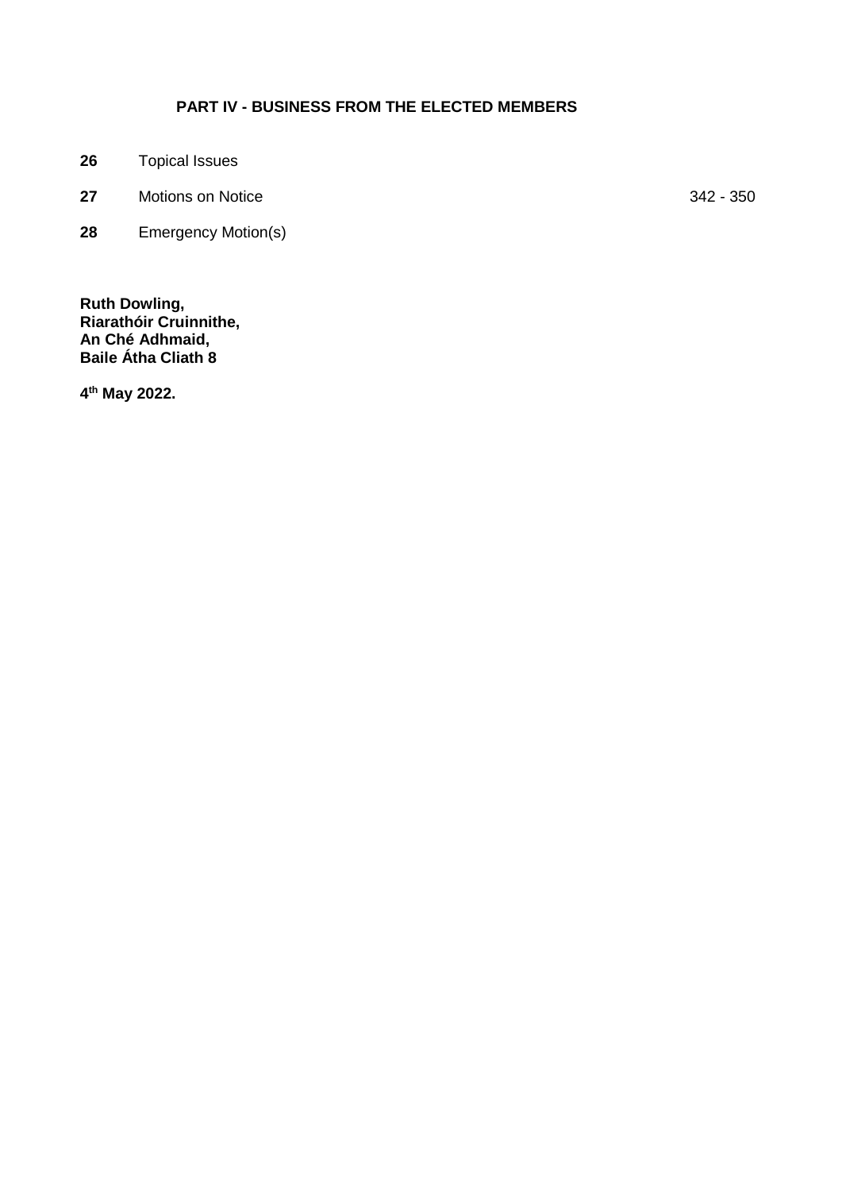## PART IV - BUSINESS FROM THE ELECTED MEMBERS

| | | |
|---|---|---|
| **26** | Topical Issues | |
| **27** | Motions on Notice | 342 - 350 |
| **28** | Emergency Motion(s) | |

**Ruth Dowling,**
**Riarathóir Cruinnithe,**
**An Ché Adhmaid,**
**Baile Átha Cliath 8**

**4th May 2022.**